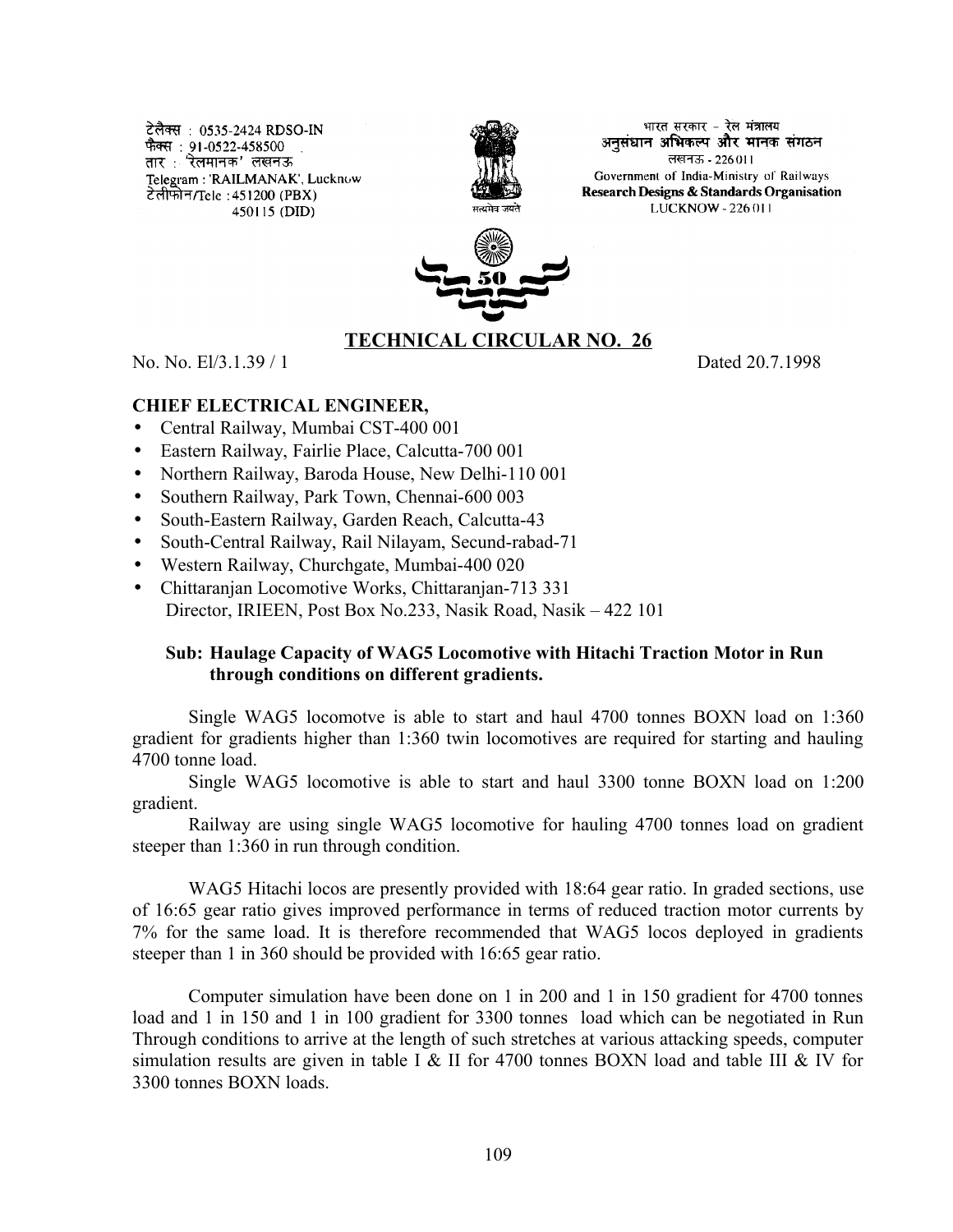टेलैक्स : 0535-2424 RDSO-IN
फैक्स : 91-0522-458500
तार : 'रेलमानक' लखनऊ
Telegram : 'RAILMANAK', Lucknow
टेलीफोन/Tele : 451200 (PBX)
450115 (DID)

भारत सरकार - रेल मंत्रालय
अनुसंधान अभिकल्प और मानक संगठन
लखनऊ - 226011
Government of India-Ministry of Railways
**Research Designs & Standards Organisation**
LUCKNOW - 226011

## TECHNICAL CIRCULAR NO. 26

No. No. El/3.1.39 / 1 Dated 20.7.1998

**CHIEF ELECTRICAL ENGINEER,**

- Central Railway, Mumbai CST-400 001
- Eastern Railway, Fairlie Place, Calcutta-700 001
- Northern Railway, Baroda House, New Delhi-110 001
- Southern Railway, Park Town, Chennai-600 003
- South-Eastern Railway, Garden Reach, Calcutta-43
- South-Central Railway, Rail Nilayam, Secund-rabad-71
- Western Railway, Churchgate, Mumbai-400 020
- Chittaranjan Locomotive Works, Chittaranjan-713 331

Director, IRIEEN, Post Box No.233, Nasik Road, Nasik – 422 101

**Sub: Haulage Capacity of WAG5 Locomotive with Hitachi Traction Motor in Run through conditions on different gradients.**

Single WAG5 locomotve is able to start and haul 4700 tonnes BOXN load on 1:360 gradient for gradients higher than 1:360 twin locomotives are required for starting and hauling 4700 tonne load.

Single WAG5 locomotive is able to start and haul 3300 tonne BOXN load on 1:200 gradient.

Railway are using single WAG5 locomotive for hauling 4700 tonnes load on gradient steeper than 1:360 in run through condition.

WAG5 Hitachi locos are presently provided with 18:64 gear ratio. In graded sections, use of 16:65 gear ratio gives improved performance in terms of reduced traction motor currents by 7% for the same load. It is therefore recommended that WAG5 locos deployed in gradients steeper than 1 in 360 should be provided with 16:65 gear ratio.

Computer simulation have been done on 1 in 200 and 1 in 150 gradient for 4700 tonnes load and 1 in 150 and 1 in 100 gradient for 3300 tonnes load which can be negotiated in Run Through conditions to arrive at the length of such stretches at various attacking speeds, computer simulation results are given in table I & II for 4700 tonnes BOXN load and table III & IV for 3300 tonnes BOXN loads.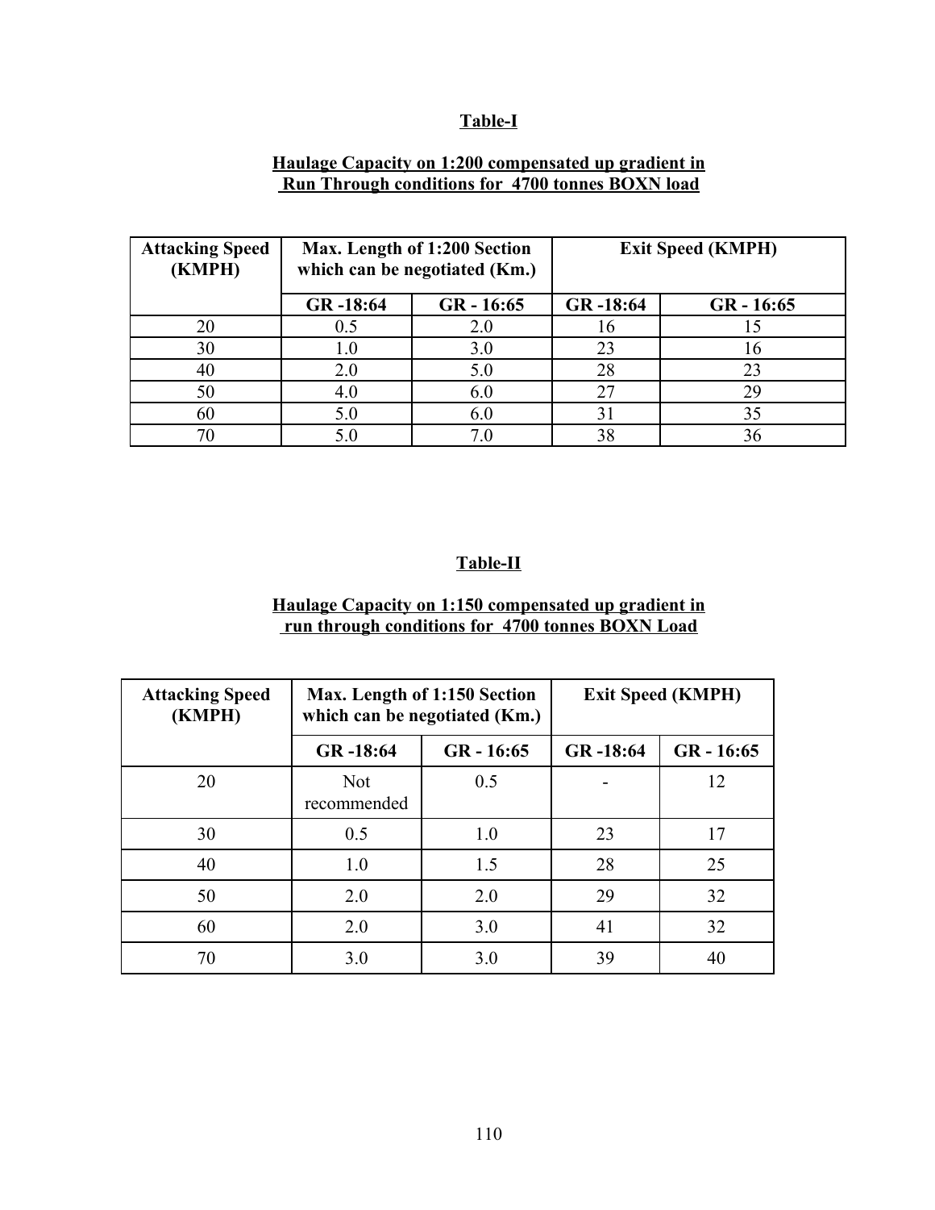**Table-I**

**Haulage Capacity on 1:200 compensated up gradient in Run Through conditions for 4700 tonnes BOXN load**

| Attacking Speed (KMPH) | Max. Length of 1:200 Section which can be negotiated (Km.) | | Exit Speed (KMPH) | |
|---|---|---|---|---|
| | GR -18:64 | GR - 16:65 | GR -18:64 | GR - 16:65 |
| 20 | 0.5 | 2.0 | 16 | 15 |
| 30 | 1.0 | 3.0 | 23 | 16 |
| 40 | 2.0 | 5.0 | 28 | 23 |
| 50 | 4.0 | 6.0 | 27 | 29 |
| 60 | 5.0 | 6.0 | 31 | 35 |
| 70 | 5.0 | 7.0 | 38 | 36 |

**Table-II**

**Haulage Capacity on 1:150 compensated up gradient in run through conditions for 4700 tonnes BOXN Load**

| Attacking Speed (KMPH) | Max. Length of 1:150 Section which can be negotiated (Km.) | | Exit Speed (KMPH) | |
|---|---|---|---|---|
| | GR -18:64 | GR - 16:65 | GR -18:64 | GR - 16:65 |
| 20 | Not recommended | 0.5 | - | 12 |
| 30 | 0.5 | 1.0 | 23 | 17 |
| 40 | 1.0 | 1.5 | 28 | 25 |
| 50 | 2.0 | 2.0 | 29 | 32 |
| 60 | 2.0 | 3.0 | 41 | 32 |
| 70 | 3.0 | 3.0 | 39 | 40 |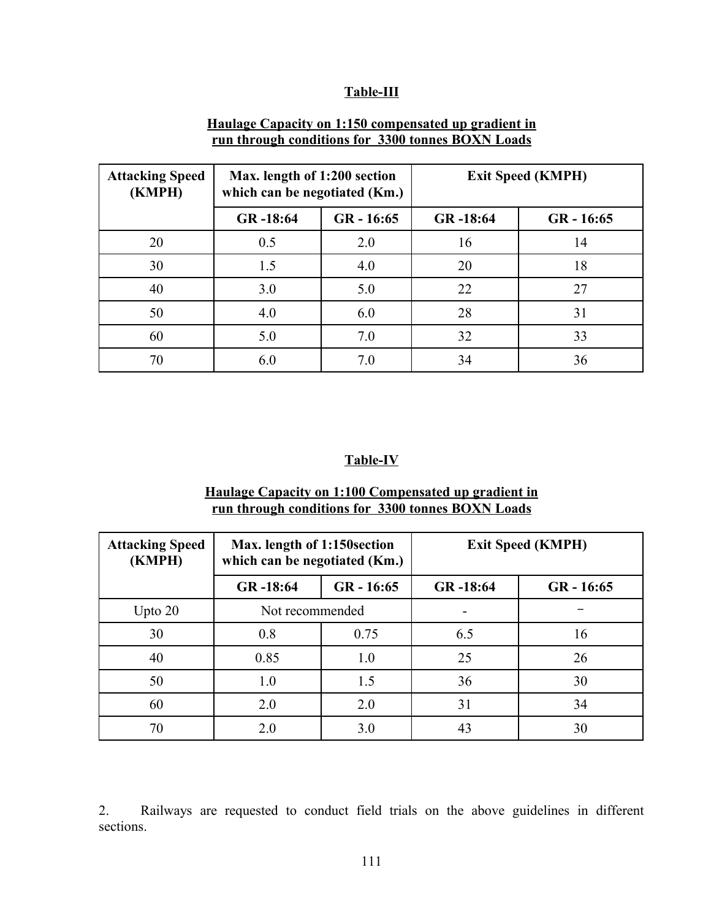**Table-III**

**Haulage Capacity on 1:150 compensated up gradient in run through conditions for 3300 tonnes BOXN Loads**

| Attacking Speed (KMPH) | Max. length of 1:200 section which can be negotiated (Km.) | | Exit Speed (KMPH) | |
|---|---|---|---|---|
| | GR -18:64 | GR - 16:65 | GR -18:64 | GR - 16:65 |
| 20 | 0.5 | 2.0 | 16 | 14 |
| 30 | 1.5 | 4.0 | 20 | 18 |
| 40 | 3.0 | 5.0 | 22 | 27 |
| 50 | 4.0 | 6.0 | 28 | 31 |
| 60 | 5.0 | 7.0 | 32 | 33 |
| 70 | 6.0 | 7.0 | 34 | 36 |

**Table-IV**

**Haulage Capacity on 1:100 Compensated up gradient in run through conditions for 3300 tonnes BOXN Loads**

| Attacking Speed (KMPH) | Max. length of 1:150section which can be negotiated (Km.) | | Exit Speed (KMPH) | |
|---|---|---|---|---|
| | GR -18:64 | GR - 16:65 | GR -18:64 | GR - 16:65 |
| Upto 20 | Not recommended | | - | - |
| 30 | 0.8 | 0.75 | 6.5 | 16 |
| 40 | 0.85 | 1.0 | 25 | 26 |
| 50 | 1.0 | 1.5 | 36 | 30 |
| 60 | 2.0 | 2.0 | 31 | 34 |
| 70 | 2.0 | 3.0 | 43 | 30 |

2. Railways are requested to conduct field trials on the above guidelines in different sections.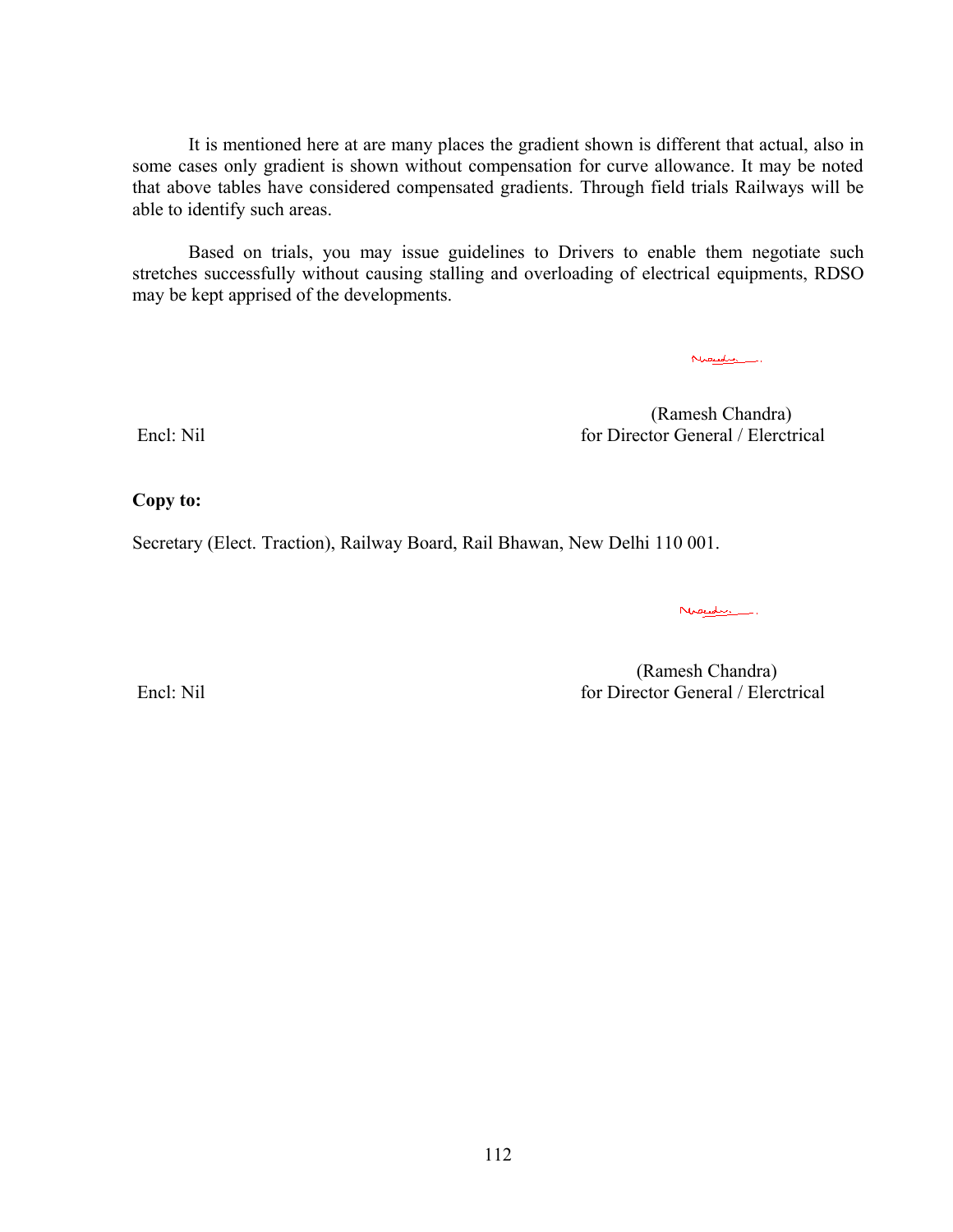It is mentioned here at are many places the gradient shown is different that actual, also in some cases only gradient is shown without compensation for curve allowance. It may be noted that above tables have considered compensated gradients. Through field trials Railways will be able to identify such areas.

Based on trials, you may issue guidelines to Drivers to enable them negotiate such stretches successfully without causing stalling and overloading of electrical equipments, RDSO may be kept apprised of the developments.

(Ramesh Chandra)
for Director General / Elerctrical

Encl: Nil

**Copy to:**

Secretary (Elect. Traction), Railway Board, Rail Bhawan, New Delhi 110 001.

(Ramesh Chandra)
for Director General / Elerctrical

Encl: Nil